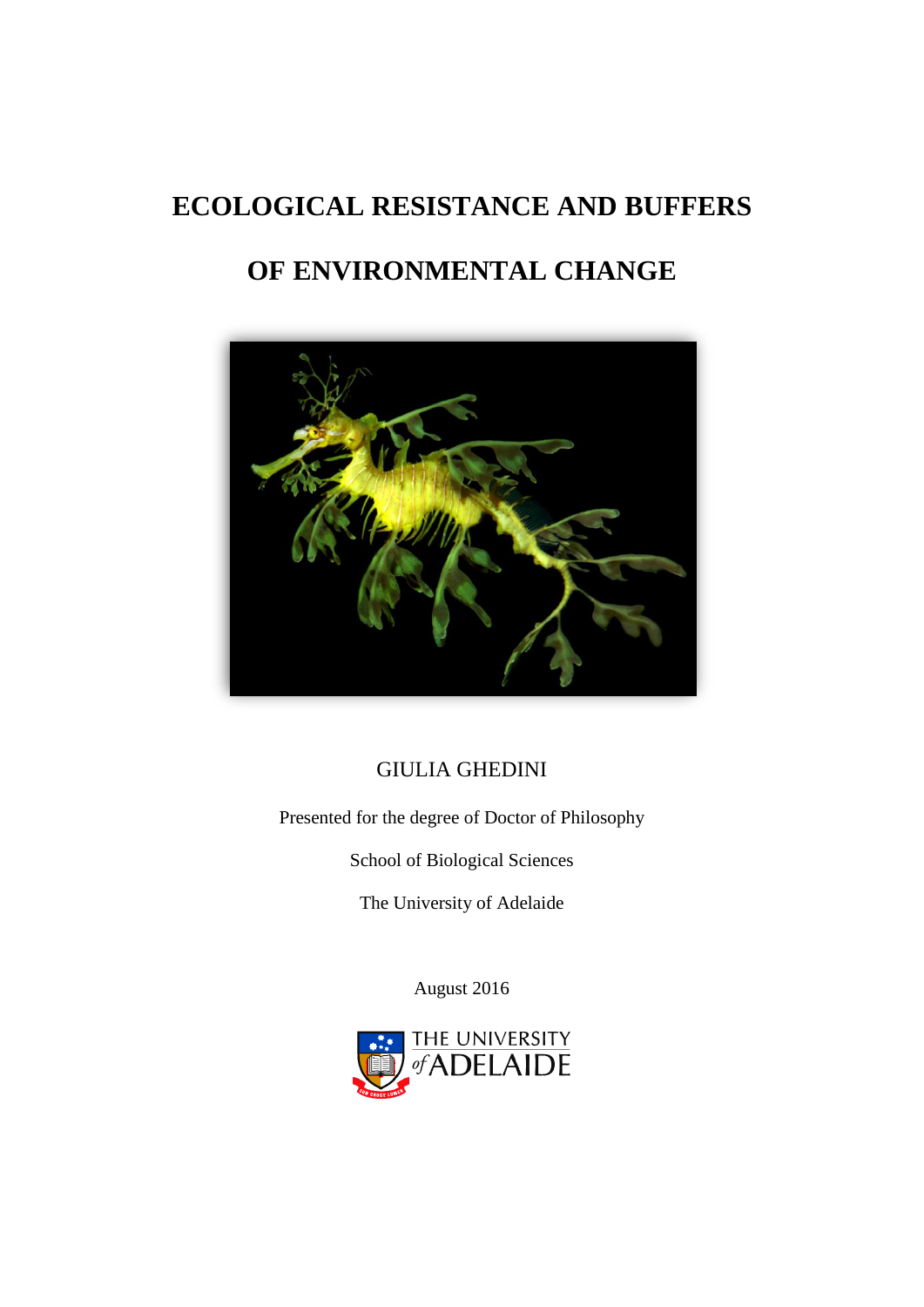# ECOLOGICAL RESISTANCE AND BUFFERS OF ENVIRONMENTAL CHANGE

GIULIA GHEDINI

Presented for the degree of Doctor of Philosophy

School of Biological Sciences

The University of Adelaide

August 2016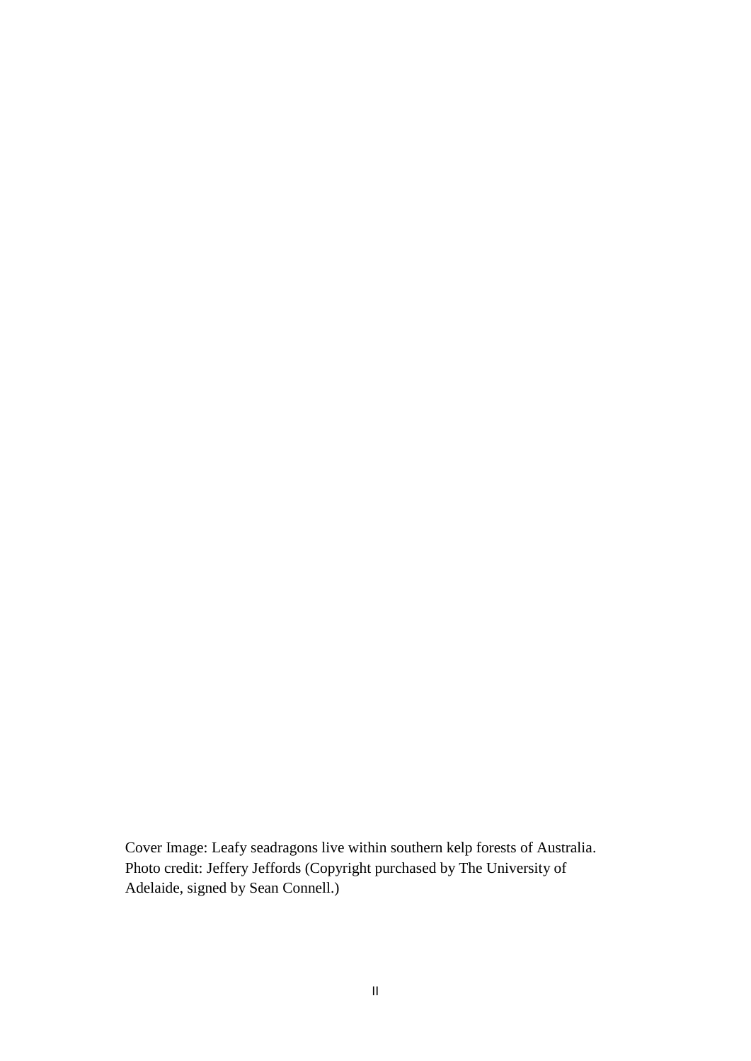Cover Image: Leafy seadragons live within southern kelp forests of Australia. Photo credit: Jeffery Jeffords (Copyright purchased by The University of Adelaide, signed by Sean Connell.)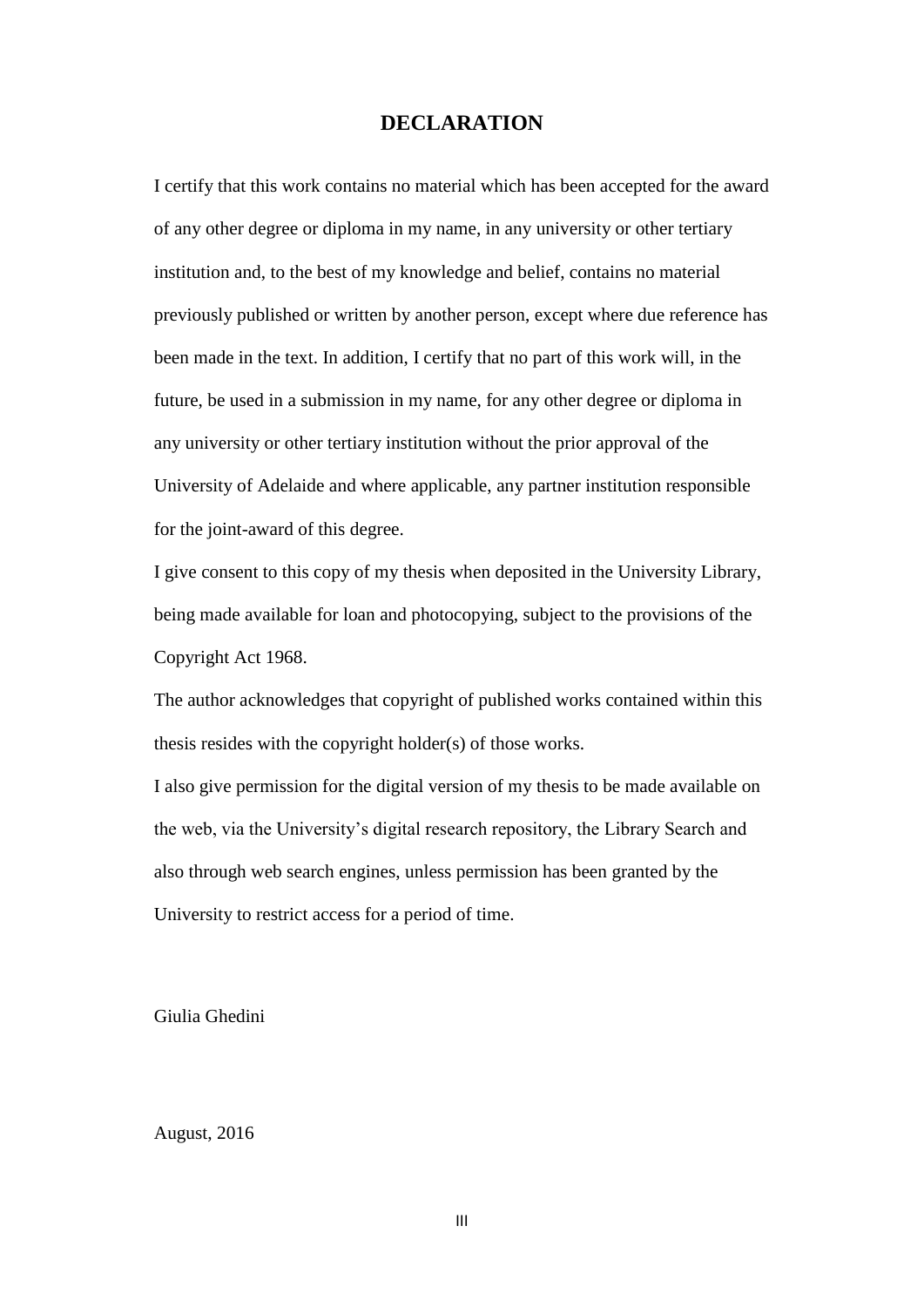# DECLARATION

I certify that this work contains no material which has been accepted for the award of any other degree or diploma in my name, in any university or other tertiary institution and, to the best of my knowledge and belief, contains no material previously published or written by another person, except where due reference has been made in the text. In addition, I certify that no part of this work will, in the future, be used in a submission in my name, for any other degree or diploma in any university or other tertiary institution without the prior approval of the University of Adelaide and where applicable, any partner institution responsible for the joint-award of this degree.

I give consent to this copy of my thesis when deposited in the University Library, being made available for loan and photocopying, subject to the provisions of the Copyright Act 1968.

The author acknowledges that copyright of published works contained within this thesis resides with the copyright holder(s) of those works.

I also give permission for the digital version of my thesis to be made available on the web, via the University's digital research repository, the Library Search and also through web search engines, unless permission has been granted by the University to restrict access for a period of time.

Giulia Ghedini

August, 2016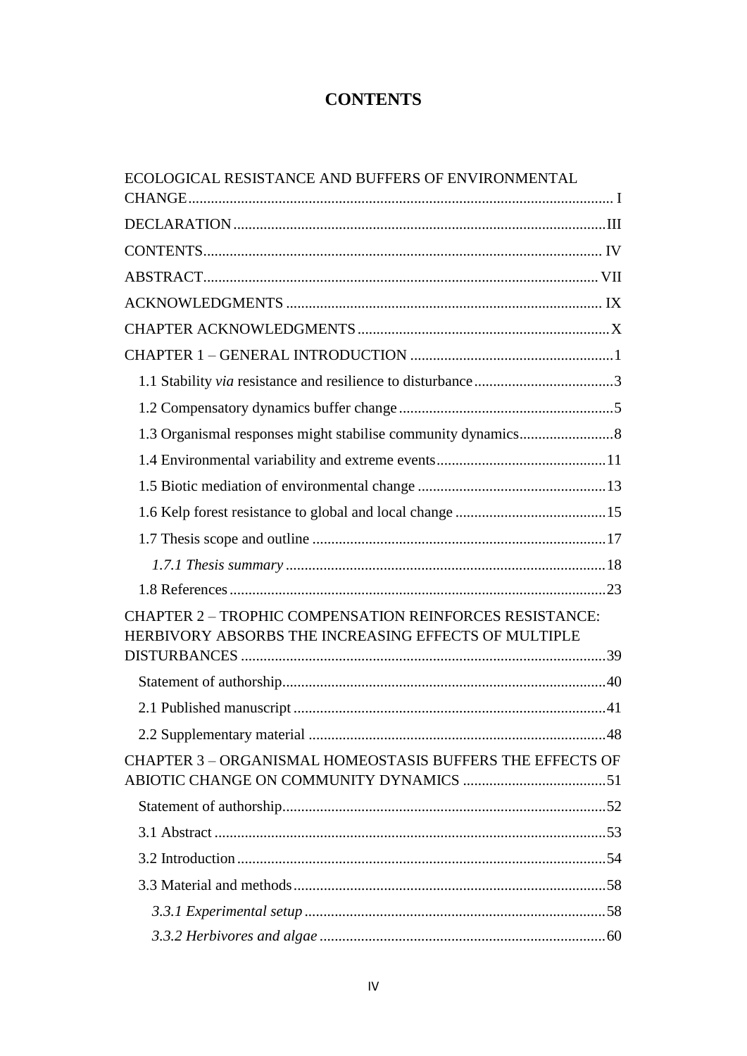# CONTENTS

ECOLOGICAL RESISTANCE AND BUFFERS OF ENVIRONMENTAL CHANGE ........ I

DECLARATION ........ III

CONTENTS ........ IV

ABSTRACT ........ VII

ACKNOWLEDGMENTS ........ IX

CHAPTER ACKNOWLEDGMENTS ........ X

CHAPTER 1 – GENERAL INTRODUCTION ........ 1

- 1.1 Stability *via* resistance and resilience to disturbance ........ 3
- 1.2 Compensatory dynamics buffer change ........ 5
- 1.3 Organismal responses might stabilise community dynamics ........ 8
- 1.4 Environmental variability and extreme events ........ 11
- 1.5 Biotic mediation of environmental change ........ 13
- 1.6 Kelp forest resistance to global and local change ........ 15
- 1.7 Thesis scope and outline ........ 17
  - *1.7.1 Thesis summary* ........ 18
- 1.8 References ........ 23

CHAPTER 2 – TROPHIC COMPENSATION REINFORCES RESISTANCE: HERBIVORY ABSORBS THE INCREASING EFFECTS OF MULTIPLE DISTURBANCES ........ 39

- Statement of authorship ........ 40
- 2.1 Published manuscript ........ 41
- 2.2 Supplementary material ........ 48

CHAPTER 3 – ORGANISMAL HOMEOSTASIS BUFFERS THE EFFECTS OF ABIOTIC CHANGE ON COMMUNITY DYNAMICS ........ 51

- Statement of authorship ........ 52
- 3.1 Abstract ........ 53
- 3.2 Introduction ........ 54
- 3.3 Material and methods ........ 58
  - *3.3.1 Experimental setup* ........ 58
  - *3.3.2 Herbivores and algae* ........ 60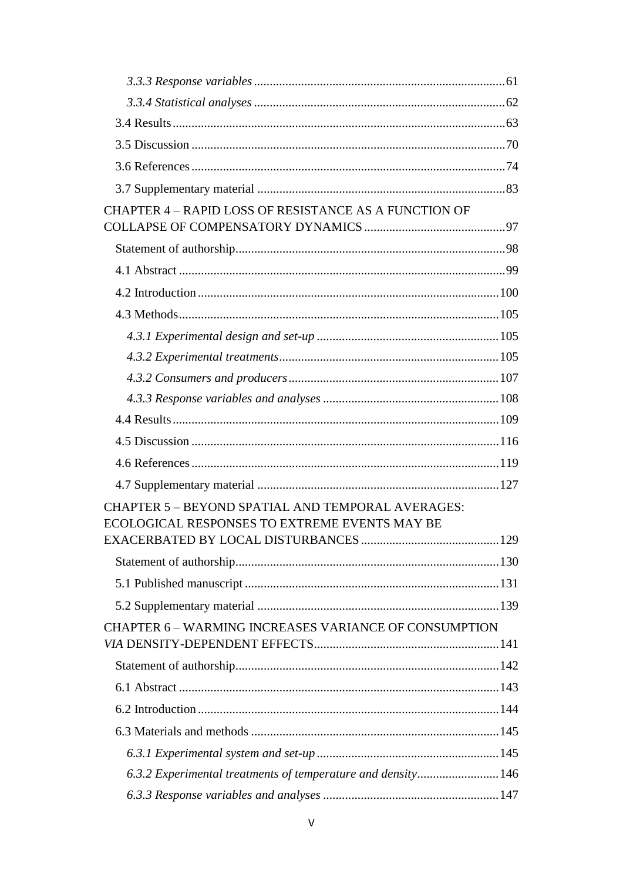*3.3.3 Response variables* ........................................................................ 61

*3.3.4 Statistical analyses* ........................................................................ 62

3.4 Results ........................................................................................................ 63

3.5 Discussion .................................................................................................. 70

3.6 References .................................................................................................. 74

3.7 Supplementary material ............................................................................. 83

CHAPTER 4 – RAPID LOSS OF RESISTANCE AS A FUNCTION OF COLLAPSE OF COMPENSATORY DYNAMICS ............................................ 97

Statement of authorship ..................................................................................... 98

4.1 Abstract ...................................................................................................... 99

4.2 Introduction .............................................................................................. 100

4.3 Methods .................................................................................................... 105

*4.3.1 Experimental design and set-up* ......................................................... 105

*4.3.2 Experimental treatments* ..................................................................... 105

*4.3.2 Consumers and producers* .................................................................. 107

*4.3.3 Response variables and analyses* ....................................................... 108

4.4 Results ...................................................................................................... 109

4.5 Discussion ................................................................................................ 116

4.6 References ................................................................................................ 119

4.7 Supplementary material ........................................................................... 127

CHAPTER 5 – BEYOND SPATIAL AND TEMPORAL AVERAGES: ECOLOGICAL RESPONSES TO EXTREME EVENTS MAY BE EXACERBATED BY LOCAL DISTURBANCES ........................................... 129

Statement of authorship ................................................................................... 130

5.1 Published manuscript ............................................................................... 131

5.2 Supplementary material ........................................................................... 139

CHAPTER 6 – WARMING INCREASES VARIANCE OF CONSUMPTION *VIA* DENSITY-DEPENDENT EFFECTS .......................................................... 141

Statement of authorship ................................................................................... 142

6.1 Abstract .................................................................................................... 143

6.2 Introduction .............................................................................................. 144

6.3 Materials and methods ............................................................................. 145

*6.3.1 Experimental system and set-up* ......................................................... 145

*6.3.2 Experimental treatments of temperature and density* ......................... 146

*6.3.3 Response variables and analyses* ....................................................... 147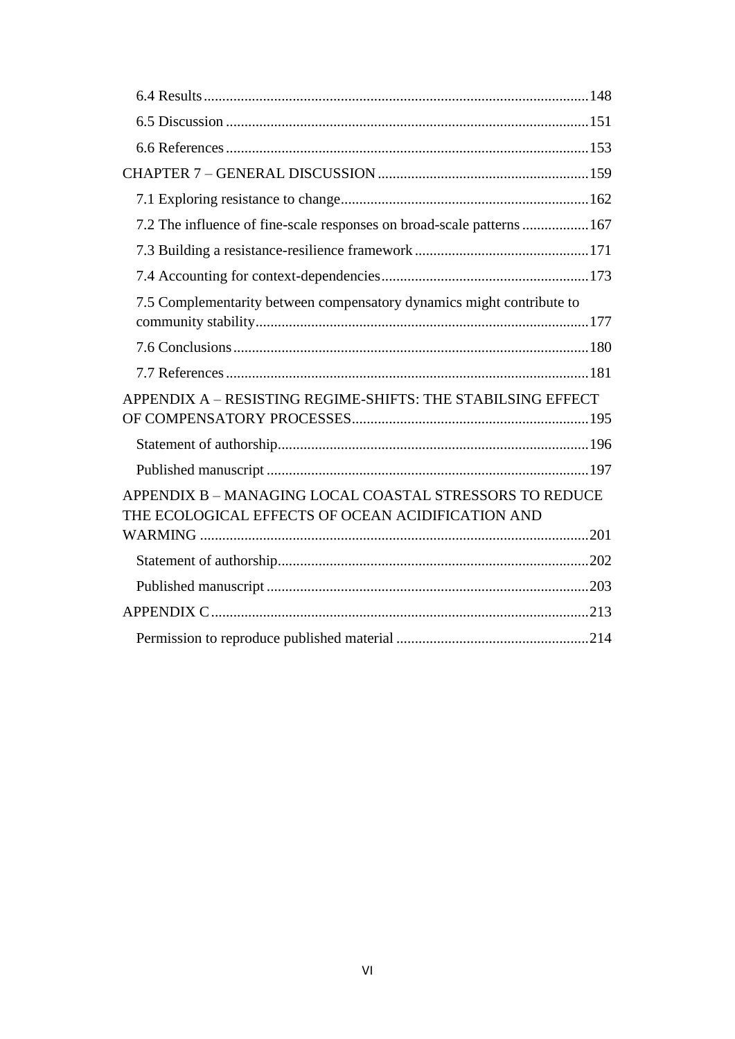6.4 Results .......................................................................................................148

6.5 Discussion .................................................................................................151

6.6 References .................................................................................................153

CHAPTER 7 – GENERAL DISCUSSION .........................................................159

7.1 Exploring resistance to change...................................................................162

7.2 The influence of fine-scale responses on broad-scale patterns ..................167

7.3 Building a resistance-resilience framework ...............................................171

7.4 Accounting for context-dependencies........................................................173

7.5 Complementarity between compensatory dynamics might contribute to community stability.........................................................................................177

7.6 Conclusions...............................................................................................180

7.7 References .................................................................................................181

APPENDIX A – RESISTING REGIME-SHIFTS: THE STABILSING EFFECT OF COMPENSATORY PROCESSES...............................................................195

Statement of authorship...................................................................................196

Published manuscript ......................................................................................197

APPENDIX B – MANAGING LOCAL COASTAL STRESSORS TO REDUCE THE ECOLOGICAL EFFECTS OF OCEAN ACIDIFICATION AND WARMING ........................................................................................................201

Statement of authorship...................................................................................202

Published manuscript ......................................................................................203

APPENDIX C.....................................................................................................213

Permission to reproduce published material ....................................................214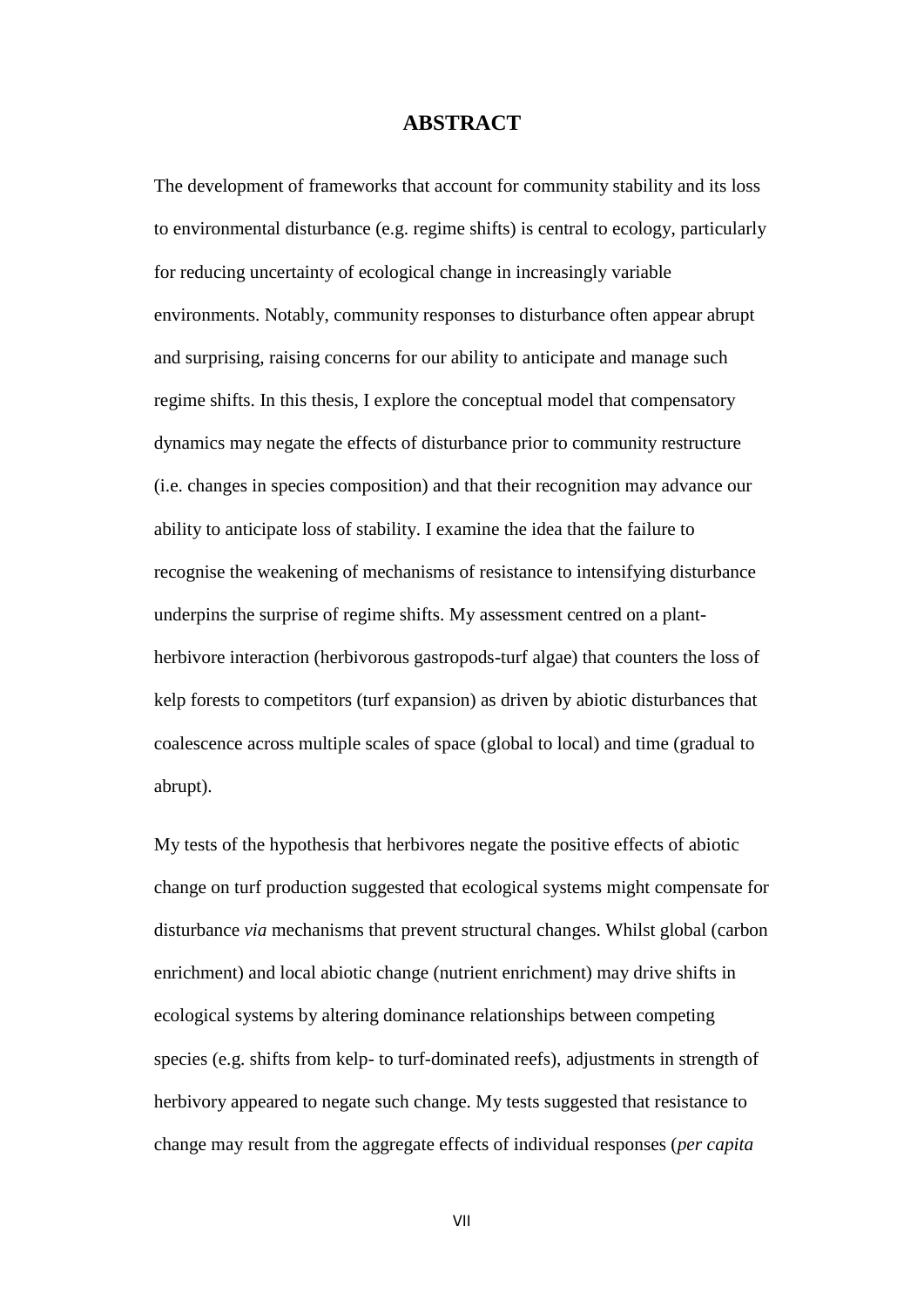# ABSTRACT

The development of frameworks that account for community stability and its loss to environmental disturbance (e.g. regime shifts) is central to ecology, particularly for reducing uncertainty of ecological change in increasingly variable environments. Notably, community responses to disturbance often appear abrupt and surprising, raising concerns for our ability to anticipate and manage such regime shifts. In this thesis, I explore the conceptual model that compensatory dynamics may negate the effects of disturbance prior to community restructure (i.e. changes in species composition) and that their recognition may advance our ability to anticipate loss of stability. I examine the idea that the failure to recognise the weakening of mechanisms of resistance to intensifying disturbance underpins the surprise of regime shifts. My assessment centred on a plant-herbivore interaction (herbivorous gastropods-turf algae) that counters the loss of kelp forests to competitors (turf expansion) as driven by abiotic disturbances that coalescence across multiple scales of space (global to local) and time (gradual to abrupt).

My tests of the hypothesis that herbivores negate the positive effects of abiotic change on turf production suggested that ecological systems might compensate for disturbance *via* mechanisms that prevent structural changes. Whilst global (carbon enrichment) and local abiotic change (nutrient enrichment) may drive shifts in ecological systems by altering dominance relationships between competing species (e.g. shifts from kelp- to turf-dominated reefs), adjustments in strength of herbivory appeared to negate such change. My tests suggested that resistance to change may result from the aggregate effects of individual responses (*per capita*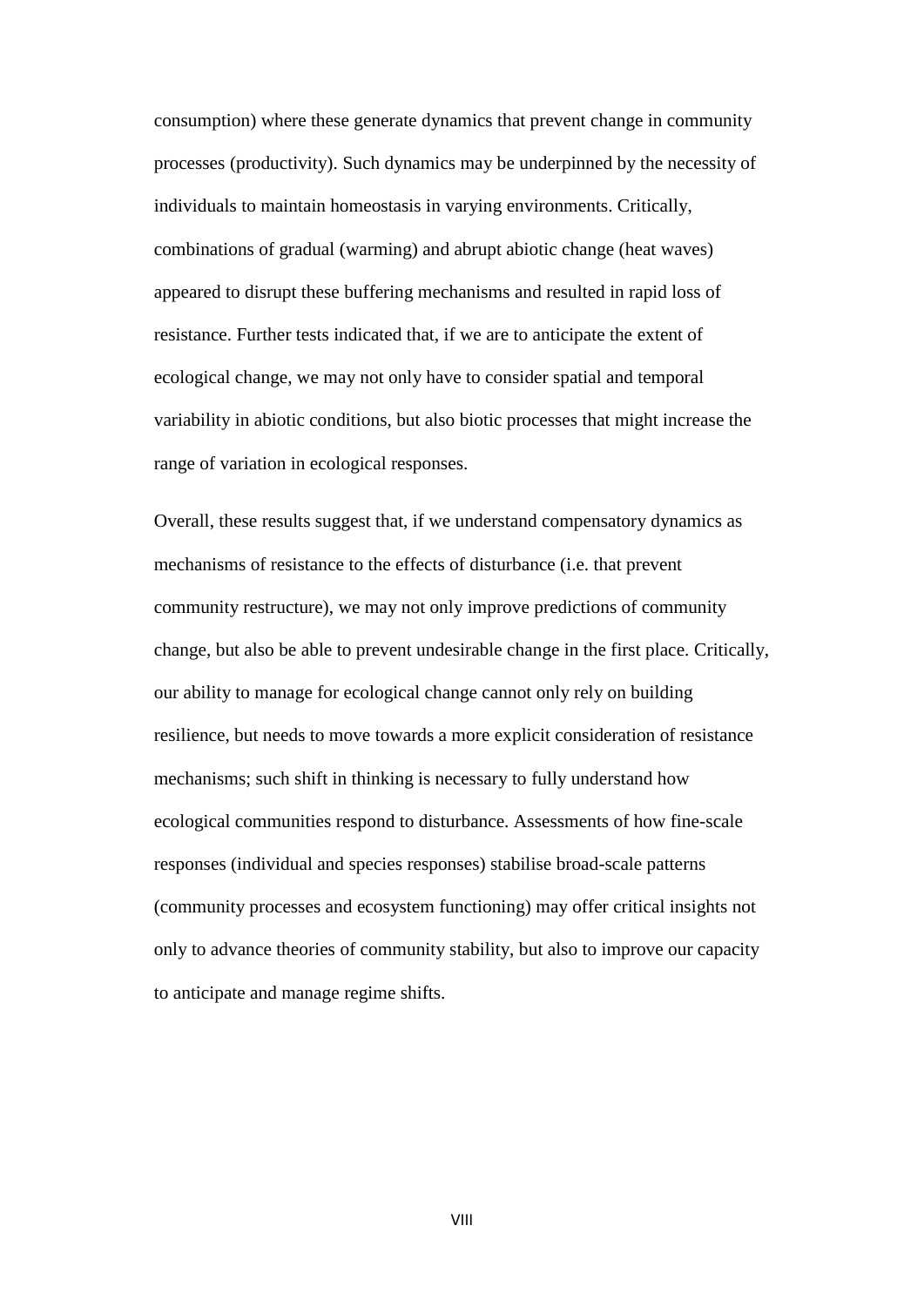consumption) where these generate dynamics that prevent change in community processes (productivity). Such dynamics may be underpinned by the necessity of individuals to maintain homeostasis in varying environments. Critically, combinations of gradual (warming) and abrupt abiotic change (heat waves) appeared to disrupt these buffering mechanisms and resulted in rapid loss of resistance. Further tests indicated that, if we are to anticipate the extent of ecological change, we may not only have to consider spatial and temporal variability in abiotic conditions, but also biotic processes that might increase the range of variation in ecological responses.

Overall, these results suggest that, if we understand compensatory dynamics as mechanisms of resistance to the effects of disturbance (i.e. that prevent community restructure), we may not only improve predictions of community change, but also be able to prevent undesirable change in the first place. Critically, our ability to manage for ecological change cannot only rely on building resilience, but needs to move towards a more explicit consideration of resistance mechanisms; such shift in thinking is necessary to fully understand how ecological communities respond to disturbance. Assessments of how fine-scale responses (individual and species responses) stabilise broad-scale patterns (community processes and ecosystem functioning) may offer critical insights not only to advance theories of community stability, but also to improve our capacity to anticipate and manage regime shifts.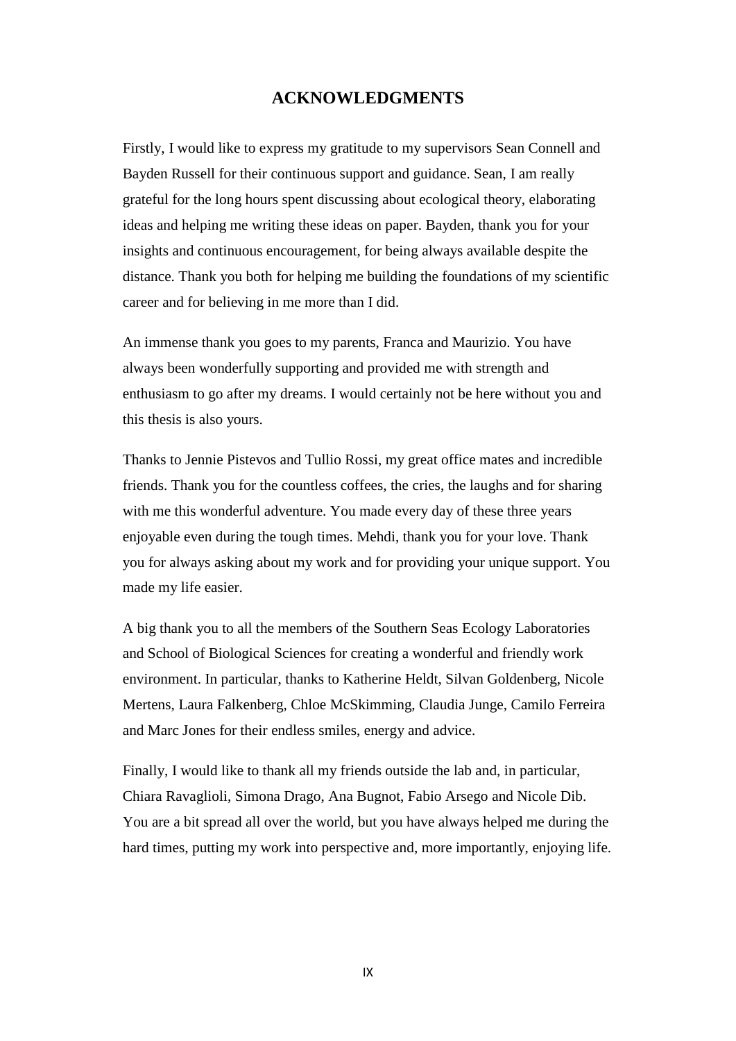# ACKNOWLEDGMENTS

Firstly, I would like to express my gratitude to my supervisors Sean Connell and Bayden Russell for their continuous support and guidance. Sean, I am really grateful for the long hours spent discussing about ecological theory, elaborating ideas and helping me writing these ideas on paper. Bayden, thank you for your insights and continuous encouragement, for being always available despite the distance. Thank you both for helping me building the foundations of my scientific career and for believing in me more than I did.

An immense thank you goes to my parents, Franca and Maurizio. You have always been wonderfully supporting and provided me with strength and enthusiasm to go after my dreams. I would certainly not be here without you and this thesis is also yours.

Thanks to Jennie Pistevos and Tullio Rossi, my great office mates and incredible friends. Thank you for the countless coffees, the cries, the laughs and for sharing with me this wonderful adventure. You made every day of these three years enjoyable even during the tough times. Mehdi, thank you for your love. Thank you for always asking about my work and for providing your unique support. You made my life easier.

A big thank you to all the members of the Southern Seas Ecology Laboratories and School of Biological Sciences for creating a wonderful and friendly work environment. In particular, thanks to Katherine Heldt, Silvan Goldenberg, Nicole Mertens, Laura Falkenberg, Chloe McSkimming, Claudia Junge, Camilo Ferreira and Marc Jones for their endless smiles, energy and advice.

Finally, I would like to thank all my friends outside the lab and, in particular, Chiara Ravaglioli, Simona Drago, Ana Bugnot, Fabio Arsego and Nicole Dib. You are a bit spread all over the world, but you have always helped me during the hard times, putting my work into perspective and, more importantly, enjoying life.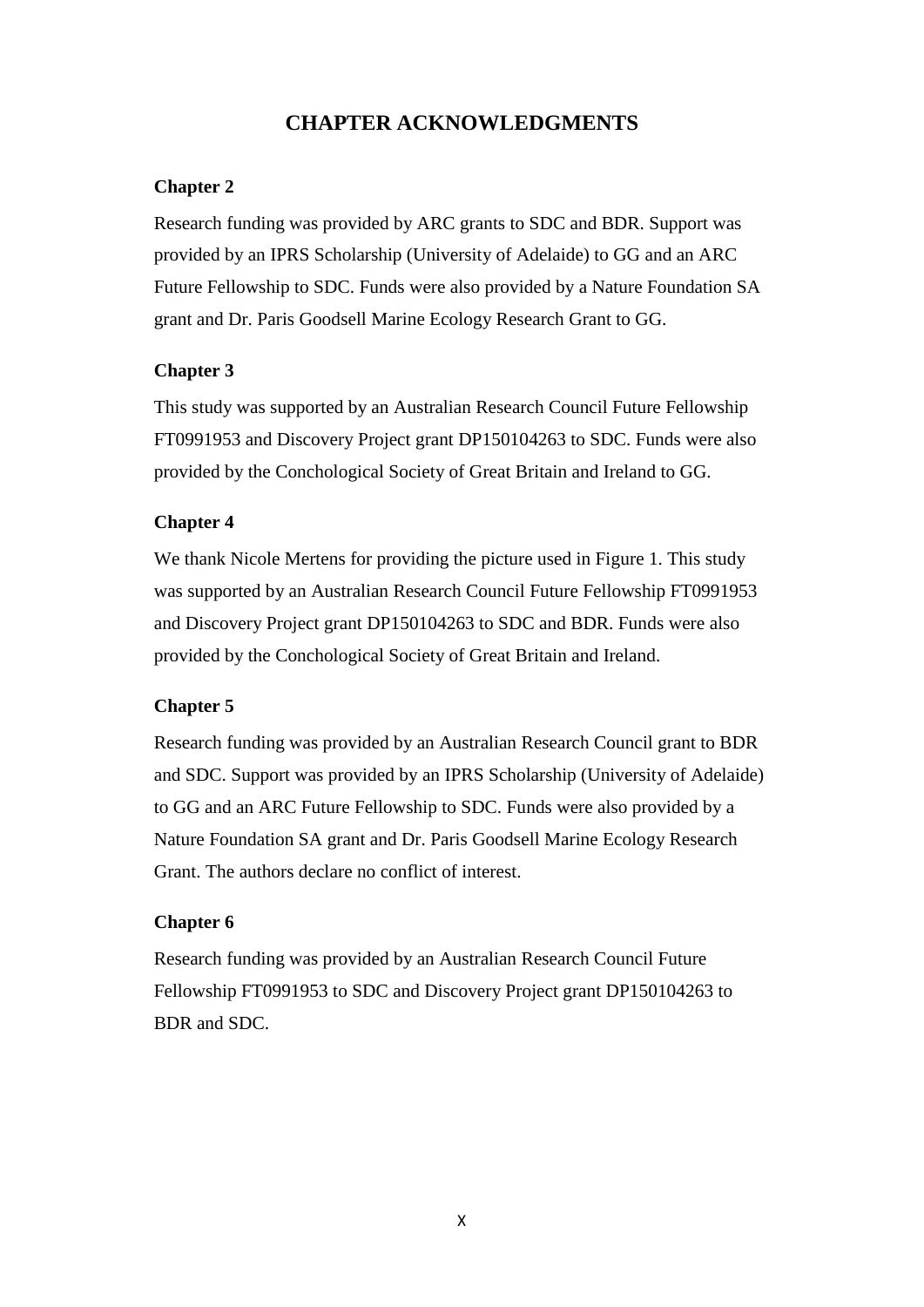# CHAPTER ACKNOWLEDGMENTS

### Chapter 2

Research funding was provided by ARC grants to SDC and BDR. Support was provided by an IPRS Scholarship (University of Adelaide) to GG and an ARC Future Fellowship to SDC. Funds were also provided by a Nature Foundation SA grant and Dr. Paris Goodsell Marine Ecology Research Grant to GG.

### Chapter 3

This study was supported by an Australian Research Council Future Fellowship FT0991953 and Discovery Project grant DP150104263 to SDC. Funds were also provided by the Conchological Society of Great Britain and Ireland to GG.

### Chapter 4

We thank Nicole Mertens for providing the picture used in Figure 1. This study was supported by an Australian Research Council Future Fellowship FT0991953 and Discovery Project grant DP150104263 to SDC and BDR. Funds were also provided by the Conchological Society of Great Britain and Ireland.

### Chapter 5

Research funding was provided by an Australian Research Council grant to BDR and SDC. Support was provided by an IPRS Scholarship (University of Adelaide) to GG and an ARC Future Fellowship to SDC. Funds were also provided by a Nature Foundation SA grant and Dr. Paris Goodsell Marine Ecology Research Grant. The authors declare no conflict of interest.

### Chapter 6

Research funding was provided by an Australian Research Council Future Fellowship FT0991953 to SDC and Discovery Project grant DP150104263 to BDR and SDC.